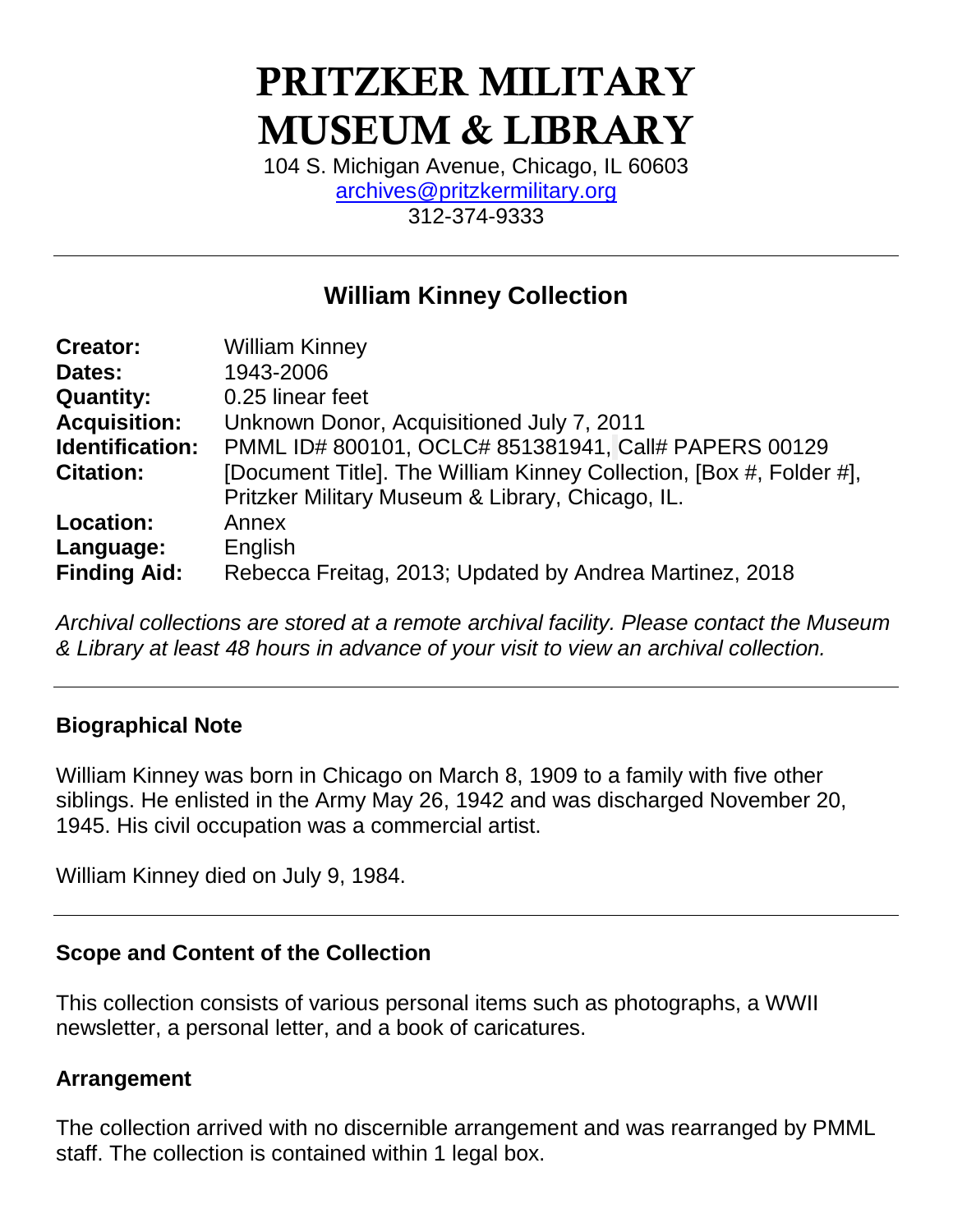# PRITZKER MILITARY MUSEUM & LIBRARY

104 S. Michigan Avenue, Chicago, IL 60603
archives@pritzkermilitary.org
312-374-9333

---

## William Kinney Collection

| | |
|---|---|
| **Creator:** | William Kinney |
| **Dates:** | 1943-2006 |
| **Quantity:** | 0.25 linear feet |
| **Acquisition:** | Unknown Donor, Acquisitioned July 7, 2011 |
| **Identification:** | PMML ID# 800101, OCLC# 851381941, Call# PAPERS 00129 |
| **Citation:** | [Document Title]. The William Kinney Collection, [Box #, Folder #], Pritzker Military Museum & Library, Chicago, IL. |
| **Location:** | Annex |
| **Language:** | English |
| **Finding Aid:** | Rebecca Freitag, 2013; Updated by Andrea Martinez, 2018 |

*Archival collections are stored at a remote archival facility. Please contact the Museum & Library at least 48 hours in advance of your visit to view an archival collection.*

---

### Biographical Note

William Kinney was born in Chicago on March 8, 1909 to a family with five other siblings. He enlisted in the Army May 26, 1942 and was discharged November 20, 1945. His civil occupation was a commercial artist.

William Kinney died on July 9, 1984.

---

### Scope and Content of the Collection

This collection consists of various personal items such as photographs, a WWII newsletter, a personal letter, and a book of caricatures.

### Arrangement

The collection arrived with no discernible arrangement and was rearranged by PMML staff. The collection is contained within 1 legal box.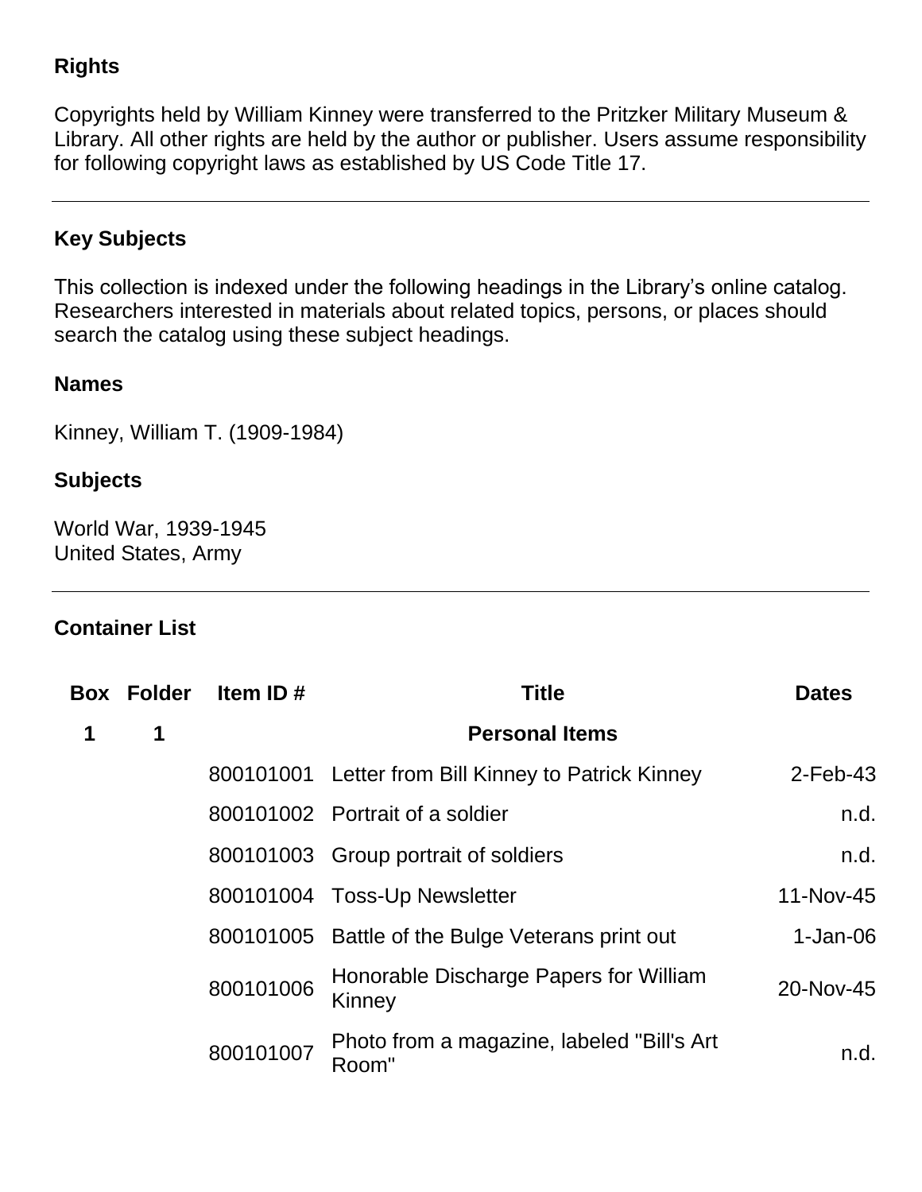## Rights

Copyrights held by William Kinney were transferred to the Pritzker Military Museum & Library. All other rights are held by the author or publisher. Users assume responsibility for following copyright laws as established by US Code Title 17.

---

## Key Subjects

This collection is indexed under the following headings in the Library's online catalog. Researchers interested in materials about related topics, persons, or places should search the catalog using these subject headings.

### Names

Kinney, William T. (1909-1984)

### Subjects

World War, 1939-1945
United States, Army

---

## Container List

| Box | Folder | Item ID # | Title | Dates |
|---|---|---|---|---|
| **1** | **1** | | **Personal Items** | |
| | | 800101001 | Letter from Bill Kinney to Patrick Kinney | 2-Feb-43 |
| | | 800101002 | Portrait of a soldier | n.d. |
| | | 800101003 | Group portrait of soldiers | n.d. |
| | | 800101004 | Toss-Up Newsletter | 11-Nov-45 |
| | | 800101005 | Battle of the Bulge Veterans print out | 1-Jan-06 |
| | | 800101006 | Honorable Discharge Papers for William Kinney | 20-Nov-45 |
| | | 800101007 | Photo from a magazine, labeled "Bill's Art Room" | n.d. |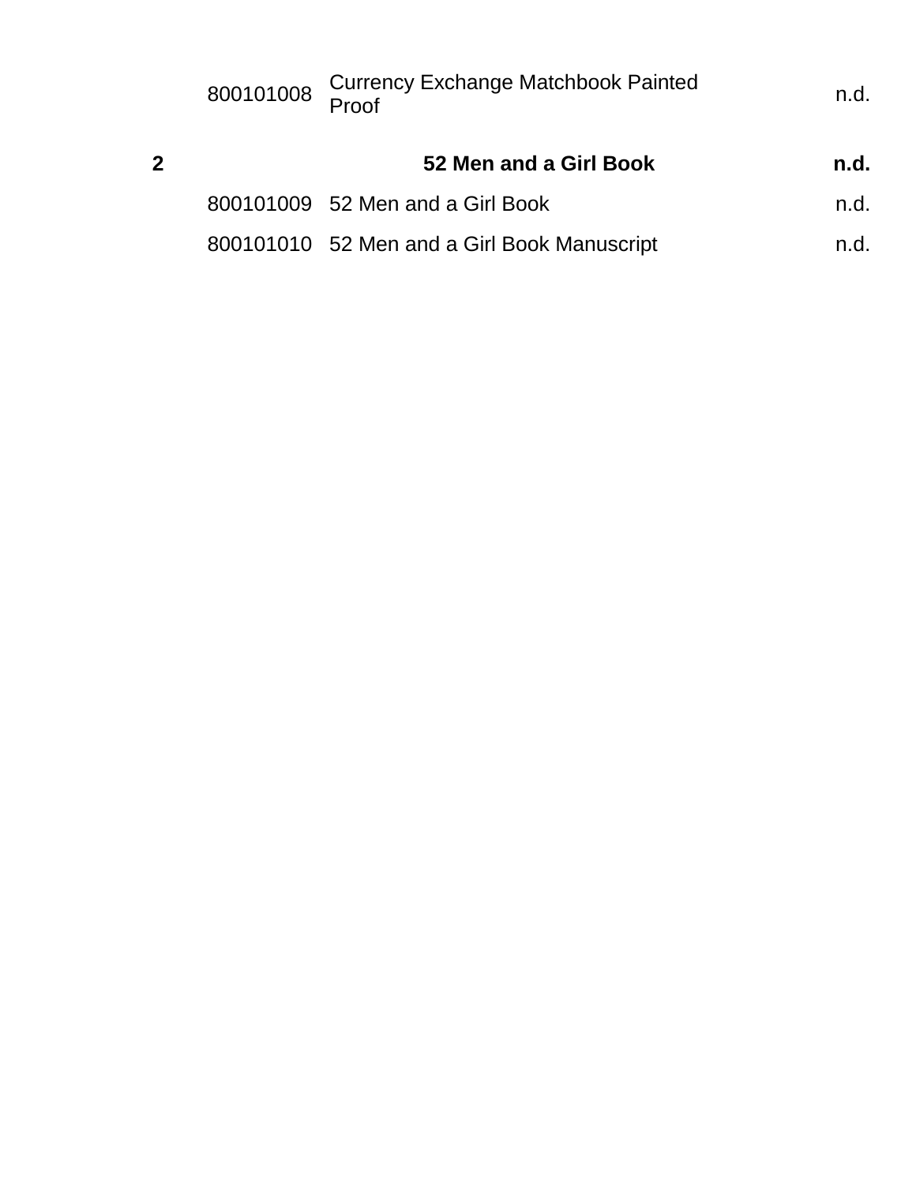| | | | |
|---|---|---|---|
| | 800101008 | Currency Exchange Matchbook Painted Proof | n.d. |
| **2** | | **52 Men and a Girl Book** | **n.d.** |
| | 800101009 | 52 Men and a Girl Book | n.d. |
| | 800101010 | 52 Men and a Girl Book Manuscript | n.d. |